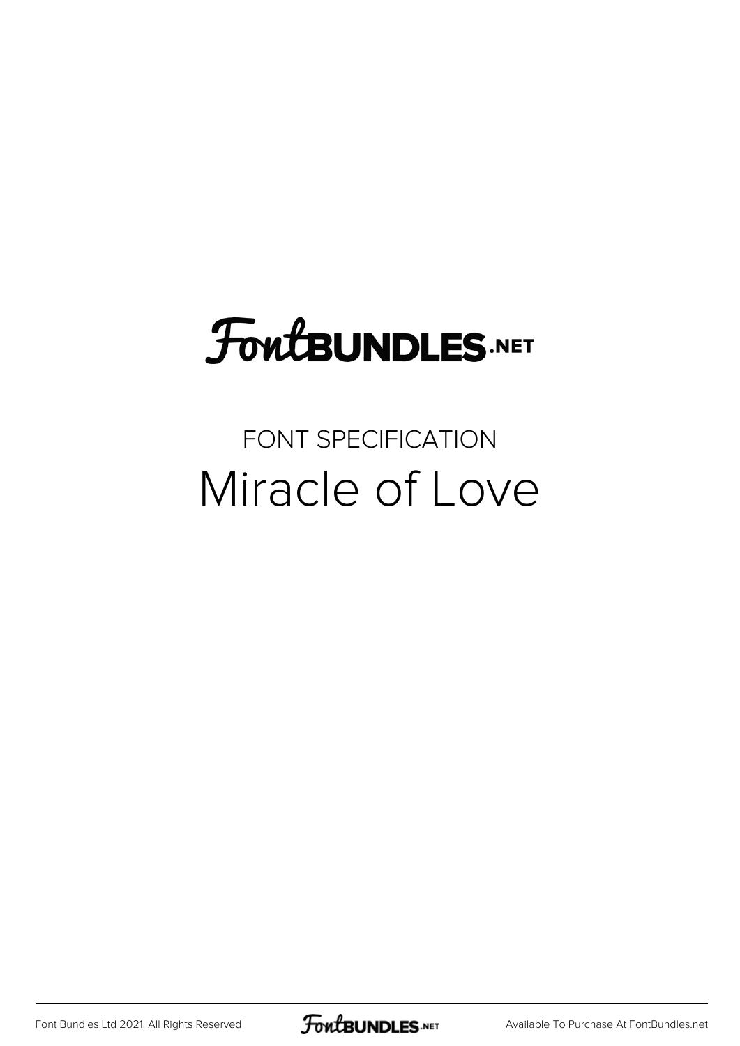FontBUNDLES.NET

FONT SPECIFICATION

# Miracle of Love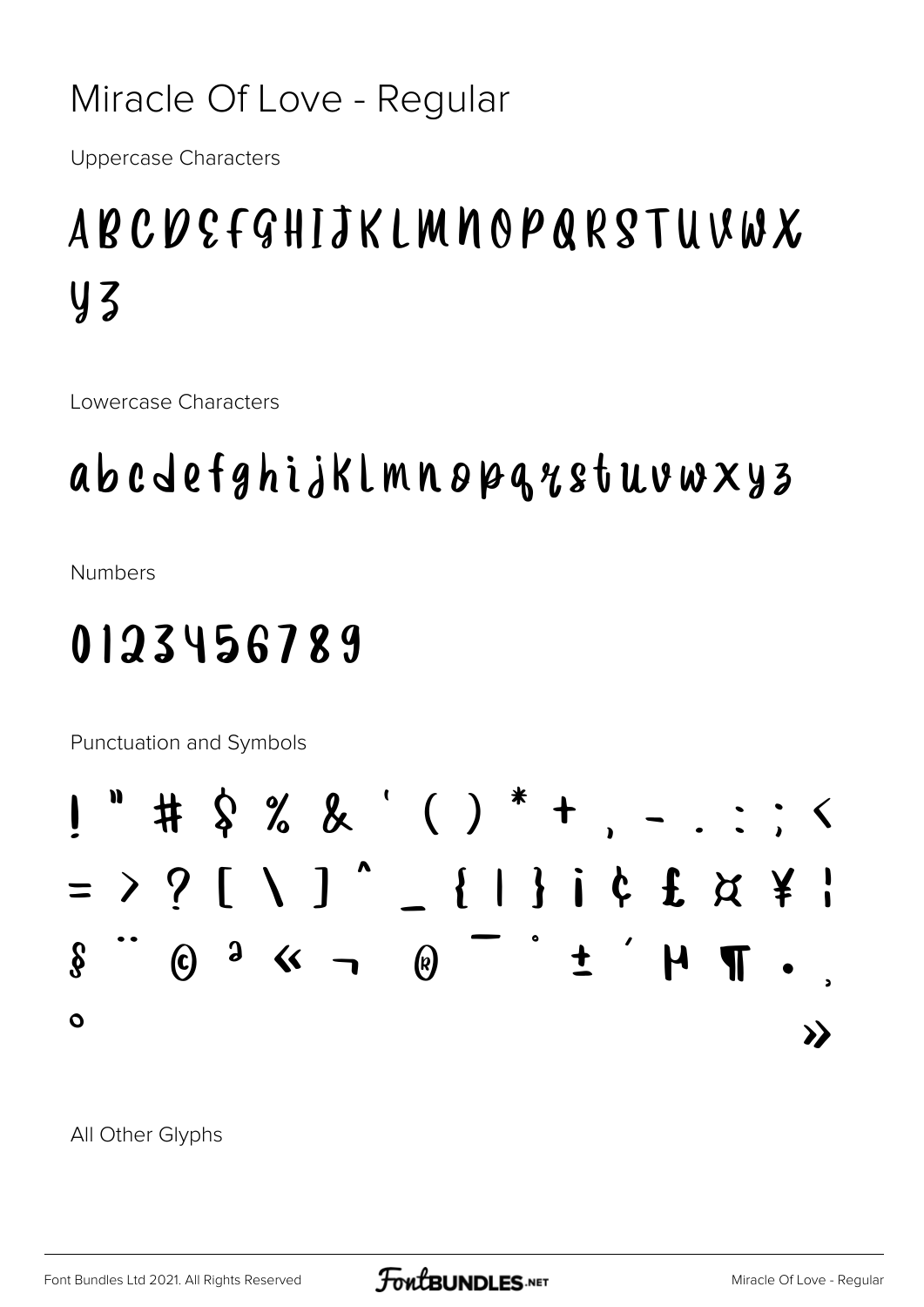# Miracle Of Love - Regular

Uppercase Characters

ABCDEFGHIJKLMNOPQRSTUVWX
YZ

Lowercase Characters

abcdefghijklmnopqrstuvwxyz

Numbers

0123456789

Punctuation and Symbols

! " # $ % & ' ( ) * + , - . : ; <
= > ? [ \ ] ^ _ { | } ¡ ¢ £ ¤ ¥ ¦
§ ¨ © ª « ¬ ® ¯ ° ± ´ µ ¶ · ¸
º »

All Other Glyphs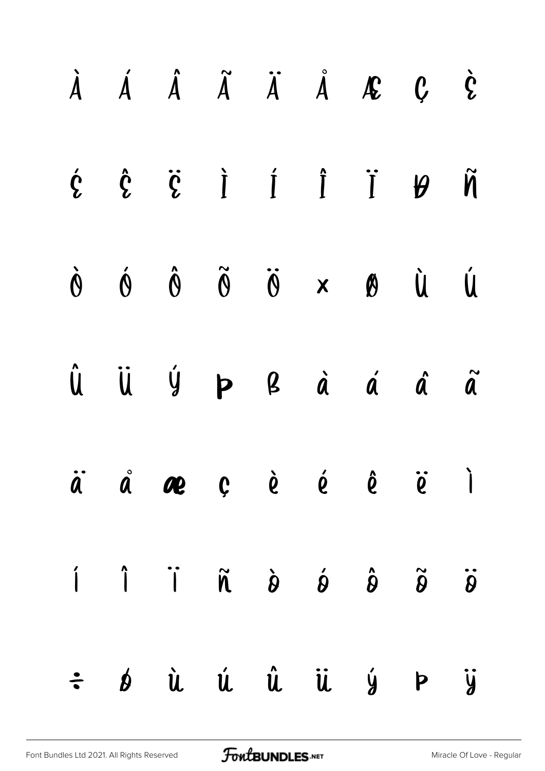À Á Â Ã Ä Å Æ Ç È

É Ê Ë Ì Í Î Ï Ð Ñ

Ò Ó Ô Õ Ö × Ø Ù Ú

Û Ü Ý Þ ß à á â ã

ä å æ ç è é ê ë ì

í î ï ñ ò ó ô õ ö

÷ ø ù ú û ü ý þ ÿ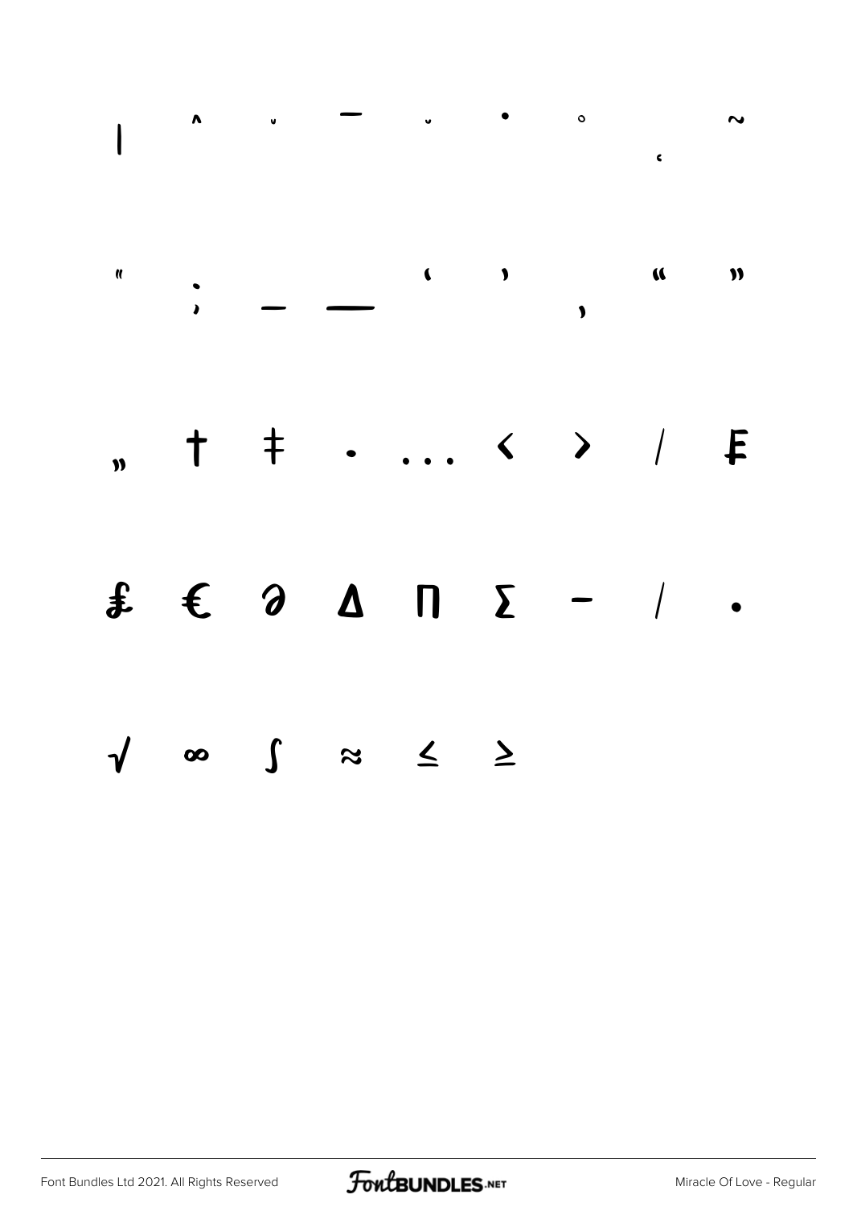| ˆ ˘ ¯ ˙ • ˚ ¸ ˜

" ; – — ' ' ‚ " "

„ † ‡ · … ‹ › ⁄ ₣

₤ € ∂ ∆ ∏ ∑ − ∕ ∙

√ ∞ ∫ ≈ ≤ ≥